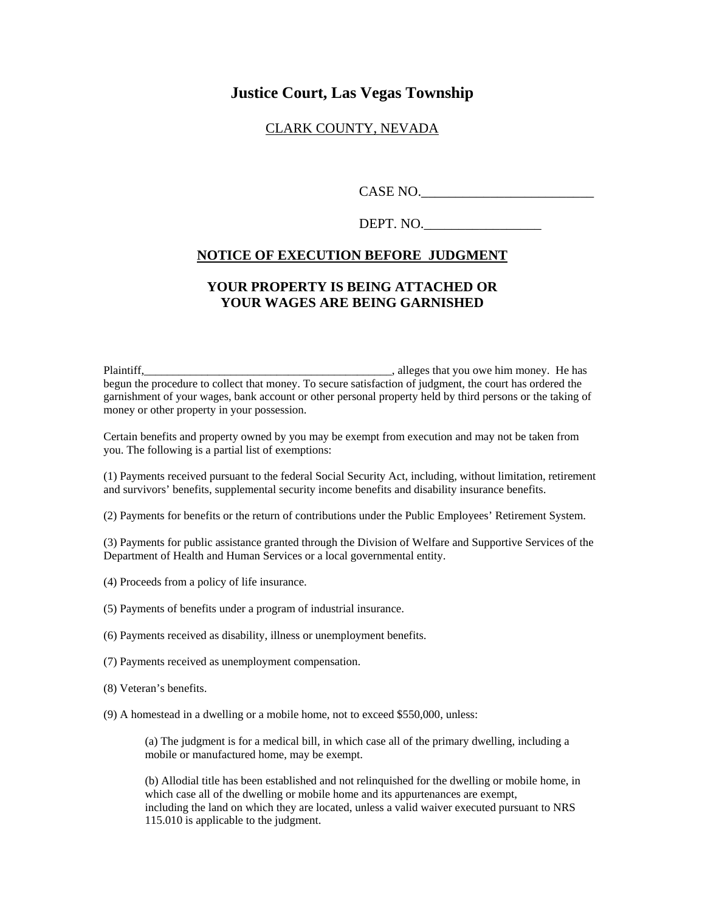# Justice Court, Las Vegas Township

CLARK COUNTY, NEVADA

CASE NO.________________________

DEPT. NO.________________

## NOTICE OF EXECUTION BEFORE JUDGMENT

## YOUR PROPERTY IS BEING ATTACHED OR YOUR WAGES ARE BEING GARNISHED

Plaintiff,_________________________________________, alleges that you owe him money. He has begun the procedure to collect that money. To secure satisfaction of judgment, the court has ordered the garnishment of your wages, bank account or other personal property held by third persons or the taking of money or other property in your possession.

Certain benefits and property owned by you may be exempt from execution and may not be taken from you. The following is a partial list of exemptions:

(1) Payments received pursuant to the federal Social Security Act, including, without limitation, retirement and survivors' benefits, supplemental security income benefits and disability insurance benefits.

(2) Payments for benefits or the return of contributions under the Public Employees' Retirement System.

(3) Payments for public assistance granted through the Division of Welfare and Supportive Services of the Department of Health and Human Services or a local governmental entity.

(4) Proceeds from a policy of life insurance.

(5) Payments of benefits under a program of industrial insurance.

(6) Payments received as disability, illness or unemployment benefits.

(7) Payments received as unemployment compensation.

(8) Veteran's benefits.

(9) A homestead in a dwelling or a mobile home, not to exceed $550,000, unless:

> (a) The judgment is for a medical bill, in which case all of the primary dwelling, including a mobile or manufactured home, may be exempt.
>
> (b) Allodial title has been established and not relinquished for the dwelling or mobile home, in which case all of the dwelling or mobile home and its appurtenances are exempt, including the land on which they are located, unless a valid waiver executed pursuant to NRS 115.010 is applicable to the judgment.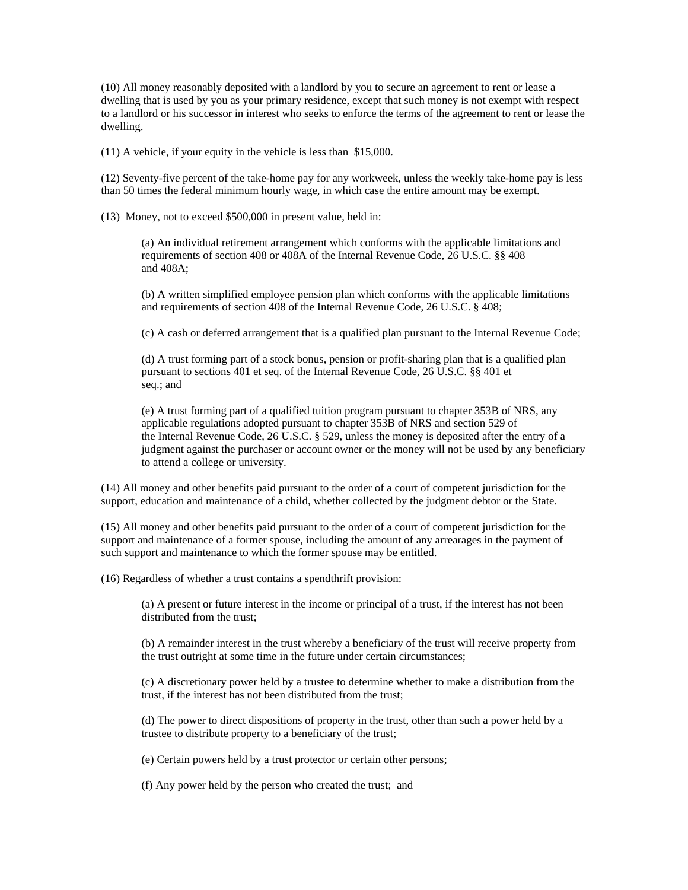(10) All money reasonably deposited with a landlord by you to secure an agreement to rent or lease a dwelling that is used by you as your primary residence, except that such money is not exempt with respect to a landlord or his successor in interest who seeks to enforce the terms of the agreement to rent or lease the dwelling.

(11) A vehicle, if your equity in the vehicle is less than $15,000.

(12) Seventy-five percent of the take-home pay for any workweek, unless the weekly take-home pay is less than 50 times the federal minimum hourly wage, in which case the entire amount may be exempt.

(13) Money, not to exceed $500,000 in present value, held in:

> (a) An individual retirement arrangement which conforms with the applicable limitations and requirements of section 408 or 408A of the Internal Revenue Code, 26 U.S.C. §§ 408 and 408A;
>
> (b) A written simplified employee pension plan which conforms with the applicable limitations and requirements of section 408 of the Internal Revenue Code, 26 U.S.C. § 408;
>
> (c) A cash or deferred arrangement that is a qualified plan pursuant to the Internal Revenue Code;
>
> (d) A trust forming part of a stock bonus, pension or profit-sharing plan that is a qualified plan pursuant to sections 401 et seq. of the Internal Revenue Code, 26 U.S.C. §§ 401 et seq.; and
>
> (e) A trust forming part of a qualified tuition program pursuant to chapter 353B of NRS, any applicable regulations adopted pursuant to chapter 353B of NRS and section 529 of the Internal Revenue Code, 26 U.S.C. § 529, unless the money is deposited after the entry of a judgment against the purchaser or account owner or the money will not be used by any beneficiary to attend a college or university.

(14) All money and other benefits paid pursuant to the order of a court of competent jurisdiction for the support, education and maintenance of a child, whether collected by the judgment debtor or the State.

(15) All money and other benefits paid pursuant to the order of a court of competent jurisdiction for the support and maintenance of a former spouse, including the amount of any arrearages in the payment of such support and maintenance to which the former spouse may be entitled.

(16) Regardless of whether a trust contains a spendthrift provision:

> (a) A present or future interest in the income or principal of a trust, if the interest has not been distributed from the trust;
>
> (b) A remainder interest in the trust whereby a beneficiary of the trust will receive property from the trust outright at some time in the future under certain circumstances;
>
> (c) A discretionary power held by a trustee to determine whether to make a distribution from the trust, if the interest has not been distributed from the trust;
>
> (d) The power to direct dispositions of property in the trust, other than such a power held by a trustee to distribute property to a beneficiary of the trust;
>
> (e) Certain powers held by a trust protector or certain other persons;
>
> (f) Any power held by the person who created the trust; and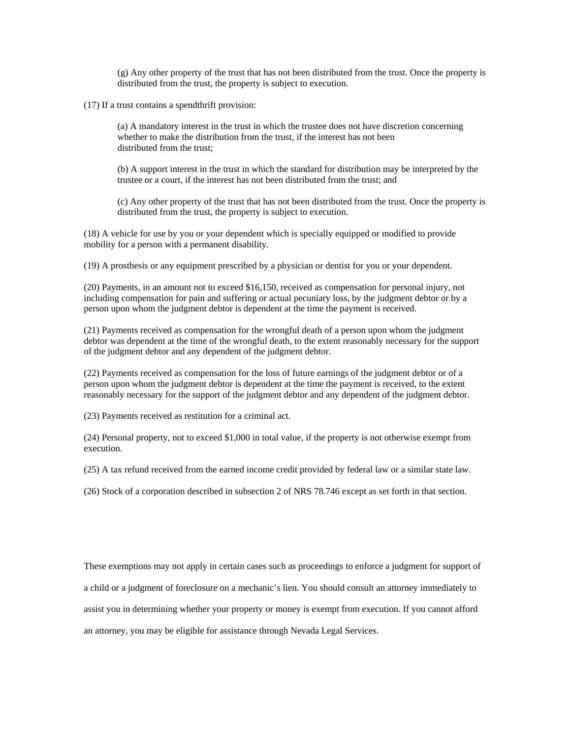(g) Any other property of the trust that has not been distributed from the trust. Once the property is distributed from the trust, the property is subject to execution.

(17) If a trust contains a spendthrift provision:

(a) A mandatory interest in the trust in which the trustee does not have discretion concerning whether to make the distribution from the trust, if the interest has not been distributed from the trust;

(b) A support interest in the trust in which the standard for distribution may be interpreted by the trustee or a court, if the interest has not been distributed from the trust; and

(c) Any other property of the trust that has not been distributed from the trust. Once the property is distributed from the trust, the property is subject to execution.

(18) A vehicle for use by you or your dependent which is specially equipped or modified to provide mobility for a person with a permanent disability.

(19) A prosthesis or any equipment prescribed by a physician or dentist for you or your dependent.

(20) Payments, in an amount not to exceed $16,150, received as compensation for personal injury, not including compensation for pain and suffering or actual pecuniary loss, by the judgment debtor or by a person upon whom the judgment debtor is dependent at the time the payment is received.

(21) Payments received as compensation for the wrongful death of a person upon whom the judgment debtor was dependent at the time of the wrongful death, to the extent reasonably necessary for the support of the judgment debtor and any dependent of the judgment debtor.

(22) Payments received as compensation for the loss of future earnings of the judgment debtor or of a person upon whom the judgment debtor is dependent at the time the payment is received, to the extent reasonably necessary for the support of the judgment debtor and any dependent of the judgment debtor.

(23) Payments received as restitution for a criminal act.

(24) Personal property, not to exceed $1,000 in total value, if the property is not otherwise exempt from execution.

(25) A tax refund received from the earned income credit provided by federal law or a similar state law.

(26) Stock of a corporation described in subsection 2 of NRS 78.746 except as set forth in that section.

These exemptions may not apply in certain cases such as proceedings to enforce a judgment for support of a child or a judgment of foreclosure on a mechanic's lien. You should consult an attorney immediately to assist you in determining whether your property or money is exempt from execution. If you cannot afford an attorney, you may be eligible for assistance through Nevada Legal Services.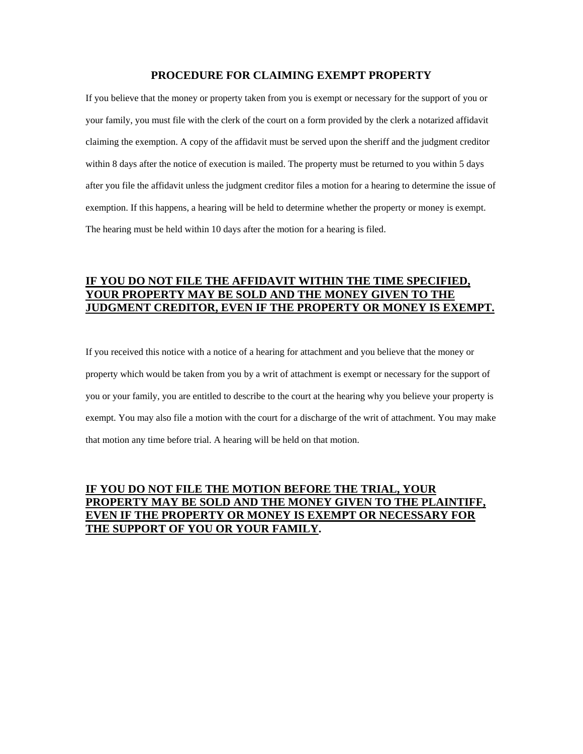## PROCEDURE FOR CLAIMING EXEMPT PROPERTY

If you believe that the money or property taken from you is exempt or necessary for the support of you or your family, you must file with the clerk of the court on a form provided by the clerk a notarized affidavit claiming the exemption. A copy of the affidavit must be served upon the sheriff and the judgment creditor within 8 days after the notice of execution is mailed. The property must be returned to you within 5 days after you file the affidavit unless the judgment creditor files a motion for a hearing to determine the issue of exemption. If this happens, a hearing will be held to determine whether the property or money is exempt. The hearing must be held within 10 days after the motion for a hearing is filed.

**<u>IF YOU DO NOT FILE THE AFFIDAVIT WITHIN THE TIME SPECIFIED, YOUR PROPERTY MAY BE SOLD AND THE MONEY GIVEN TO THE JUDGMENT CREDITOR, EVEN IF THE PROPERTY OR MONEY IS EXEMPT.</u>**

If you received this notice with a notice of a hearing for attachment and you believe that the money or property which would be taken from you by a writ of attachment is exempt or necessary for the support of you or your family, you are entitled to describe to the court at the hearing why you believe your property is exempt. You may also file a motion with the court for a discharge of the writ of attachment. You may make that motion any time before trial. A hearing will be held on that motion.

**<u>IF YOU DO NOT FILE THE MOTION BEFORE THE TRIAL, YOUR PROPERTY MAY BE SOLD AND THE MONEY GIVEN TO THE PLAINTIFF, EVEN IF THE PROPERTY OR MONEY IS EXEMPT OR NECESSARY FOR THE SUPPORT OF YOU OR YOUR FAMILY</u>.**